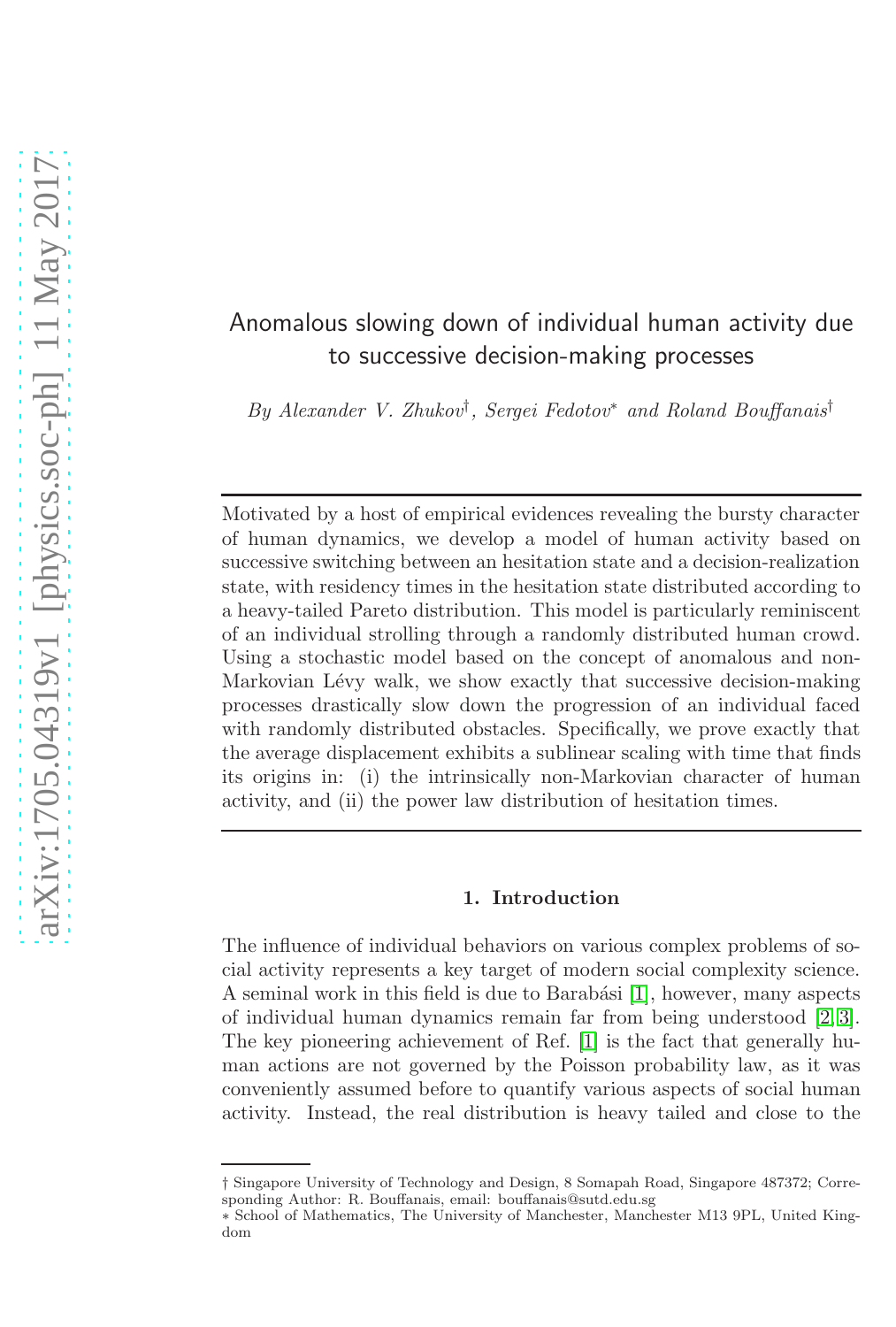# Anomalous slowing down of individual human activity due to successive decision-making processes

*By Alexander V. Zhukov*[†]*, Sergei Fedotov*[∗] *and Roland Bouffanais*[†]

---

Motivated by a host of empirical evidences revealing the bursty character of human dynamics, we develop a model of human activity based on successive switching between an hesitation state and a decision-realization state, with residency times in the hesitation state distributed according to a heavy-tailed Pareto distribution. This model is particularly reminiscent of an individual strolling through a randomly distributed human crowd. Using a stochastic model based on the concept of anomalous and non-Markovian Lévy walk, we show exactly that successive decision-making processes drastically slow down the progression of an individual faced with randomly distributed obstacles. Specifically, we prove exactly that the average displacement exhibits a sublinear scaling with time that finds its origins in: (i) the intrinsically non-Markovian character of human activity, and (ii) the power law distribution of hesitation times.

---

## 1. Introduction

The influence of individual behaviors on various complex problems of social activity represents a key target of modern social complexity science. A seminal work in this field is due to Barabási [1], however, many aspects of individual human dynamics remain far from being understood [2, 3]. The key pioneering achievement of Ref. [1] is the fact that generally human actions are not governed by the Poisson probability law, as it was conveniently assumed before to quantify various aspects of social human activity. Instead, the real distribution is heavy tailed and close to the

---

† Singapore University of Technology and Design, 8 Somapah Road, Singapore 487372; Corresponding Author: R. Bouffanais, email: bouffanais@sutd.edu.sg

∗ School of Mathematics, The University of Manchester, Manchester M13 9PL, United Kingdom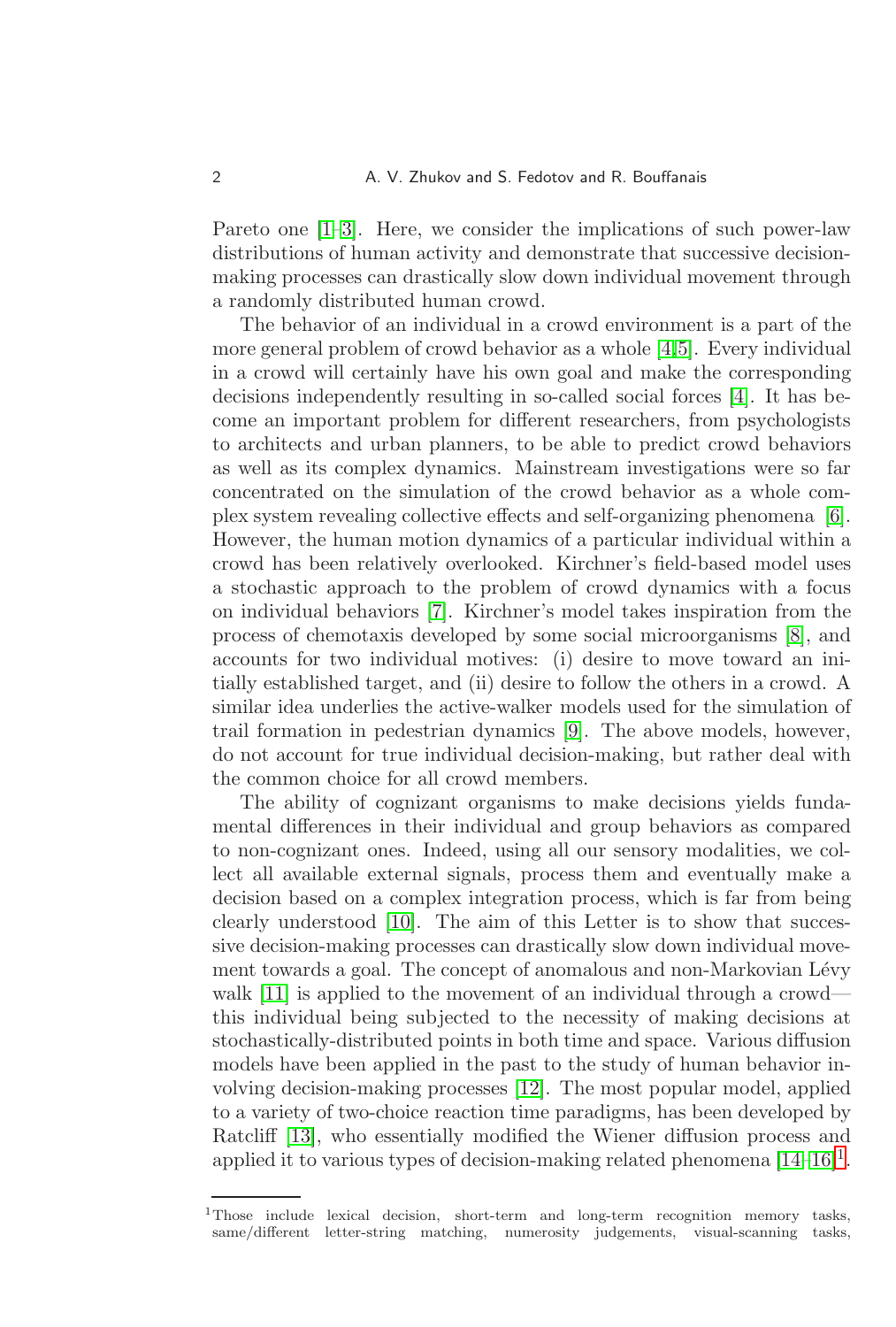Pareto one [1–3]. Here, we consider the implications of such power-law distributions of human activity and demonstrate that successive decision-making processes can drastically slow down individual movement through a randomly distributed human crowd.

The behavior of an individual in a crowd environment is a part of the more general problem of crowd behavior as a whole [4,5]. Every individual in a crowd will certainly have his own goal and make the corresponding decisions independently resulting in so-called social forces [4]. It has become an important problem for different researchers, from psychologists to architects and urban planners, to be able to predict crowd behaviors as well as its complex dynamics. Mainstream investigations were so far concentrated on the simulation of the crowd behavior as a whole complex system revealing collective effects and self-organizing phenomena [6]. However, the human motion dynamics of a particular individual within a crowd has been relatively overlooked. Kirchner's field-based model uses a stochastic approach to the problem of crowd dynamics with a focus on individual behaviors [7]. Kirchner's model takes inspiration from the process of chemotaxis developed by some social microorganisms [8], and accounts for two individual motives: (i) desire to move toward an initially established target, and (ii) desire to follow the others in a crowd. A similar idea underlies the active-walker models used for the simulation of trail formation in pedestrian dynamics [9]. The above models, however, do not account for true individual decision-making, but rather deal with the common choice for all crowd members.

The ability of cognizant organisms to make decisions yields fundamental differences in their individual and group behaviors as compared to non-cognizant ones. Indeed, using all our sensory modalities, we collect all available external signals, process them and eventually make a decision based on a complex integration process, which is far from being clearly understood [10]. The aim of this Letter is to show that successive decision-making processes can drastically slow down individual movement towards a goal. The concept of anomalous and non-Markovian Lévy walk [11] is applied to the movement of an individual through a crowd—this individual being subjected to the necessity of making decisions at stochastically-distributed points in both time and space. Various diffusion models have been applied in the past to the study of human behavior involving decision-making processes [12]. The most popular model, applied to a variety of two-choice reaction time paradigms, has been developed by Ratcliff [13], who essentially modified the Wiener diffusion process and applied it to various types of decision-making related phenomena [14–16][1].

[1] Those include lexical decision, short-term and long-term recognition memory tasks, same/different letter-string matching, numerosity judgements, visual-scanning tasks,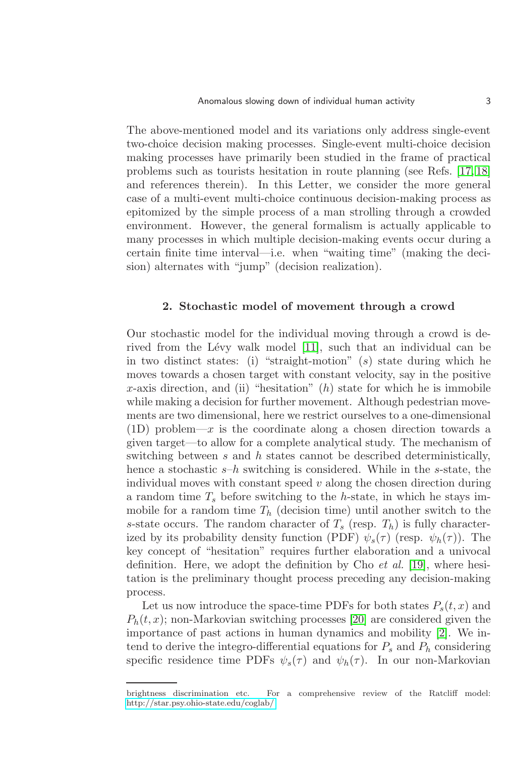The above-mentioned model and its variations only address single-event two-choice decision making processes. Single-event multi-choice decision making processes have primarily been studied in the frame of practical problems such as tourists hesitation in route planning (see Refs. [17, 18] and references therein). In this Letter, we consider the more general case of a multi-event multi-choice continuous decision-making process as epitomized by the simple process of a man strolling through a crowded environment. However, the general formalism is actually applicable to many processes in which multiple decision-making events occur during a certain finite time interval—i.e. when "waiting time" (making the decision) alternates with "jump" (decision realization).

## 2. Stochastic model of movement through a crowd

Our stochastic model for the individual moving through a crowd is derived from the Lévy walk model [11], such that an individual can be in two distinct states: (i) "straight-motion" ($s$) state during which he moves towards a chosen target with constant velocity, say in the positive $x$-axis direction, and (ii) "hesitation" ($h$) state for which he is immobile while making a decision for further movement. Although pedestrian movements are two dimensional, here we restrict ourselves to a one-dimensional (1D) problem—$x$ is the coordinate along a chosen direction towards a given target—to allow for a complete analytical study. The mechanism of switching between $s$ and $h$ states cannot be described deterministically, hence a stochastic $s$–$h$ switching is considered. While in the $s$-state, the individual moves with constant speed $v$ along the chosen direction during a random time $T_s$ before switching to the $h$-state, in which he stays immobile for a random time $T_h$ (decision time) until another switch to the $s$-state occurs. The random character of $T_s$ (resp. $T_h$) is fully characterized by its probability density function (PDF) $\psi_s(\tau)$ (resp. $\psi_h(\tau)$). The key concept of "hesitation" requires further elaboration and a univocal definition. Here, we adopt the definition by Cho *et al.* [19], where hesitation is the preliminary thought process preceding any decision-making process.

Let us now introduce the space-time PDFs for both states $P_s(t, x)$ and $P_h(t, x)$; non-Markovian switching processes [20] are considered given the importance of past actions in human dynamics and mobility [2]. We intend to derive the integro-differential equations for $P_s$ and $P_h$ considering specific residence time PDFs $\psi_s(\tau)$ and $\psi_h(\tau)$. In our non-Markovian

---

brightness discrimination etc. For a comprehensive review of the Ratcliff model: http://star.psy.ohio-state.edu/coglab/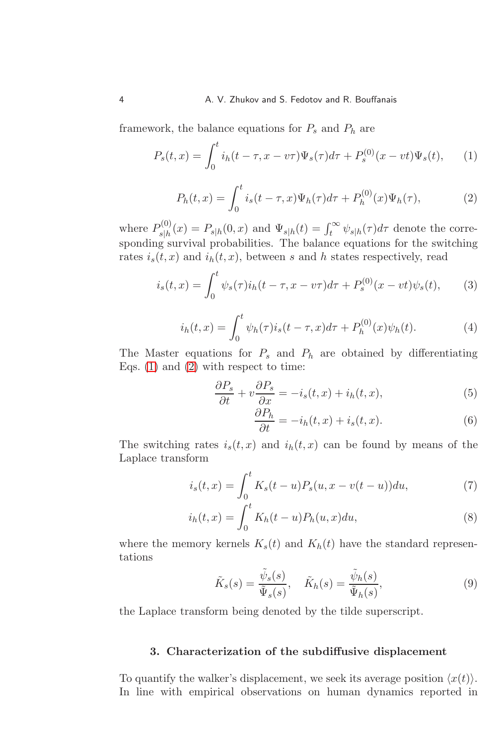framework, the balance equations for $P_s$ and $P_h$ are

$$P_s(t,x) = \int_0^t i_h(t-\tau, x - v\tau)\Psi_s(\tau)d\tau + P_s^{(0)}(x - vt)\Psi_s(t), \quad (1)$$

$$P_h(t,x) = \int_0^t i_s(t-\tau, x)\Psi_h(\tau)d\tau + P_h^{(0)}(x)\Psi_h(\tau), \quad (2)$$

where $P_{s|h}^{(0)}(x) = P_{s|h}(0,x)$ and $\Psi_{s|h}(t) = \int_t^\infty \psi_{s|h}(\tau)d\tau$ denote the corresponding survival probabilities. The balance equations for the switching rates $i_s(t,x)$ and $i_h(t,x)$, between $s$ and $h$ states respectively, read

$$i_s(t,x) = \int_0^t \psi_s(\tau) i_h(t-\tau, x - v\tau)d\tau + P_s^{(0)}(x - vt)\psi_s(t), \quad (3)$$

$$i_h(t,x) = \int_0^t \psi_h(\tau) i_s(t-\tau, x)d\tau + P_h^{(0)}(x)\psi_h(t). \quad (4)$$

The Master equations for $P_s$ and $P_h$ are obtained by differentiating Eqs. (1) and (2) with respect to time:

$$\frac{\partial P_s}{\partial t} + v\frac{\partial P_s}{\partial x} = -i_s(t,x) + i_h(t,x), \quad (5)$$

$$\frac{\partial P_h}{\partial t} = -i_h(t,x) + i_s(t,x). \quad (6)$$

The switching rates $i_s(t,x)$ and $i_h(t,x)$ can be found by means of the Laplace transform

$$i_s(t,x) = \int_0^t K_s(t-u)P_s(u, x - v(t-u))du, \quad (7)$$

$$i_h(t,x) = \int_0^t K_h(t-u)P_h(u,x)du, \quad (8)$$

where the memory kernels $K_s(t)$ and $K_h(t)$ have the standard representations

$$\tilde{K}_s(s) = \frac{\tilde{\psi}_s(s)}{\tilde{\Psi}_s(s)}, \quad \tilde{K}_h(s) = \frac{\tilde{\psi}_h(s)}{\tilde{\Psi}_h(s)}, \quad (9)$$

the Laplace transform being denoted by the tilde superscript.

## 3. Characterization of the subdiffusive displacement

To quantify the walker's displacement, we seek its average position $\langle x(t)\rangle$. In line with empirical observations on human dynamics reported in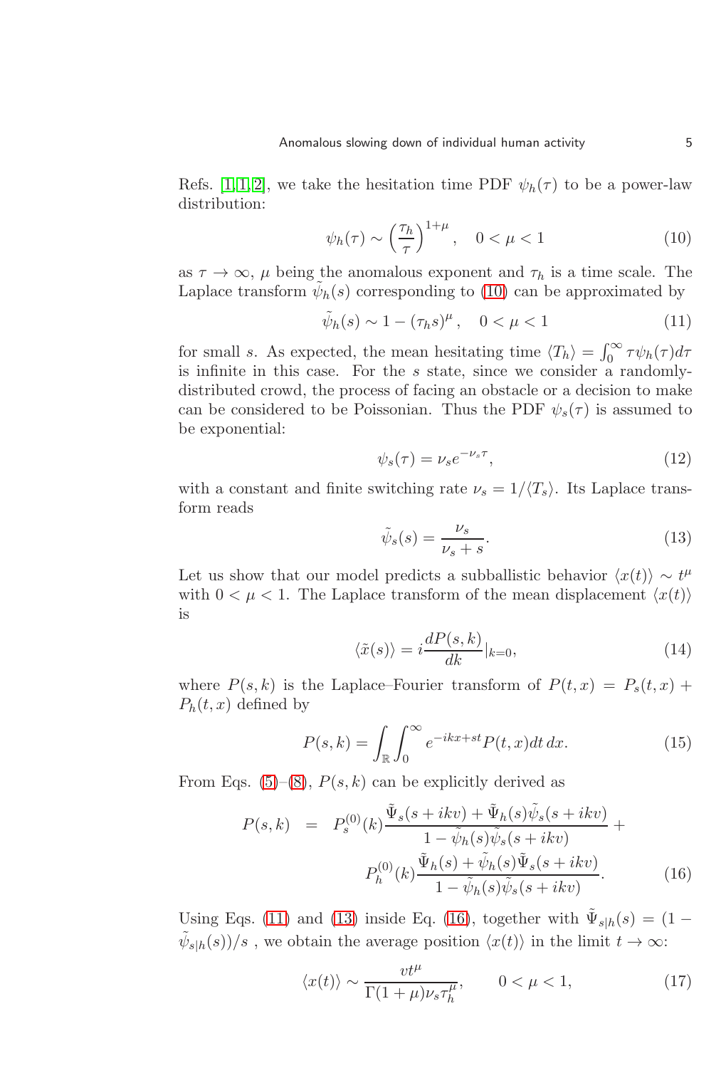Refs. [1, 1, 2], we take the hesitation time PDF $\psi_h(\tau)$ to be a power-law distribution:

$$\psi_h(\tau) \sim \left(\frac{\tau_h}{\tau}\right)^{1+\mu}, \quad 0 < \mu < 1 \tag{10}$$

as $\tau \to \infty$, $\mu$ being the anomalous exponent and $\tau_h$ is a time scale. The Laplace transform $\tilde{\psi}_h(s)$ corresponding to (10) can be approximated by

$$\tilde{\psi}_h(s) \sim 1 - (\tau_h s)^{\mu}, \quad 0 < \mu < 1 \tag{11}$$

for small $s$. As expected, the mean hesitating time $\langle T_h \rangle = \int_0^{\infty} \tau \psi_h(\tau) d\tau$ is infinite in this case. For the $s$ state, since we consider a randomly-distributed crowd, the process of facing an obstacle or a decision to make can be considered to be Poissonian. Thus the PDF $\psi_s(\tau)$ is assumed to be exponential:

$$\psi_s(\tau) = \nu_s e^{-\nu_s \tau}, \tag{12}$$

with a constant and finite switching rate $\nu_s = 1/\langle T_s \rangle$. Its Laplace transform reads

$$\tilde{\psi}_s(s) = \frac{\nu_s}{\nu_s + s}. \tag{13}$$

Let us show that our model predicts a subballistic behavior $\langle x(t) \rangle \sim t^{\mu}$ with $0 < \mu < 1$. The Laplace transform of the mean displacement $\langle x(t) \rangle$ is

$$\langle \tilde{x}(s) \rangle = i \frac{dP(s,k)}{dk}|_{k=0}, \tag{14}$$

where $P(s,k)$ is the Laplace–Fourier transform of $P(t,x) = P_s(t,x) + P_h(t,x)$ defined by

$$P(s,k) = \int_{\mathbb{R}} \int_0^{\infty} e^{-ikx+st} P(t,x) dt\, dx. \tag{15}$$

From Eqs. (5)–(8), $P(s,k)$ can be explicitly derived as

$$\begin{aligned} P(s,k) \;\; &= \;\; P_s^{(0)}(k) \frac{\tilde{\Psi}_s(s+ikv) + \tilde{\Psi}_h(s)\tilde{\psi}_s(s+ikv)}{1 - \tilde{\psi}_h(s)\tilde{\psi}_s(s+ikv)} + \\ &\qquad P_h^{(0)}(k) \frac{\tilde{\Psi}_h(s) + \tilde{\psi}_h(s)\tilde{\Psi}_s(s+ikv)}{1 - \tilde{\psi}_h(s)\tilde{\psi}_s(s+ikv)}. \end{aligned} \tag{16}$$

Using Eqs. (11) and (13) inside Eq. (16), together with $\tilde{\Psi}_{s|h}(s) = (1 - \tilde{\psi}_{s|h}(s))/s$ , we obtain the average position $\langle x(t) \rangle$ in the limit $t \to \infty$:

$$\langle x(t) \rangle \sim \frac{v t^{\mu}}{\Gamma(1+\mu)\nu_s \tau_h^{\mu}}, \qquad 0 < \mu < 1, \tag{17}$$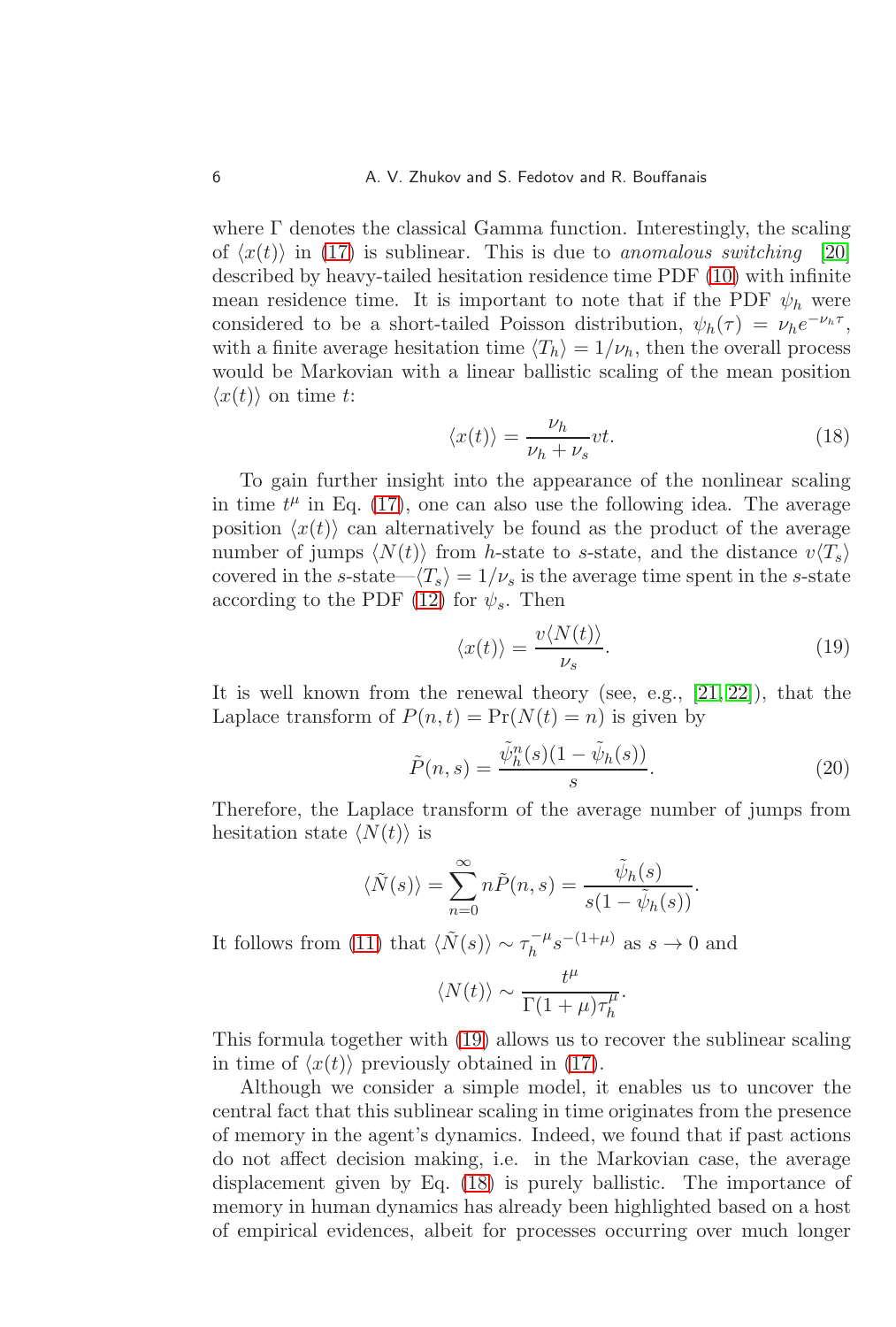where Γ denotes the classical Gamma function. Interestingly, the scaling of $\langle x(t)\rangle$ in (17) is sublinear. This is due to *anomalous switching* [20] described by heavy-tailed hesitation residence time PDF (10) with infinite mean residence time. It is important to note that if the PDF $\psi_h$ were considered to be a short-tailed Poisson distribution, $\psi_h(\tau) = \nu_h e^{-\nu_h \tau}$, with a finite average hesitation time $\langle T_h\rangle = 1/\nu_h$, then the overall process would be Markovian with a linear ballistic scaling of the mean position $\langle x(t)\rangle$ on time $t$:

$$\langle x(t)\rangle = \frac{\nu_h}{\nu_h + \nu_s} vt. \tag{18}$$

To gain further insight into the appearance of the nonlinear scaling in time $t^\mu$ in Eq. (17), one can also use the following idea. The average position $\langle x(t)\rangle$ can alternatively be found as the product of the average number of jumps $\langle N(t)\rangle$ from $h$-state to $s$-state, and the distance $v\langle T_s\rangle$ covered in the $s$-state—$\langle T_s\rangle = 1/\nu_s$ is the average time spent in the $s$-state according to the PDF (12) for $\psi_s$. Then

$$\langle x(t)\rangle = \frac{v\langle N(t)\rangle}{\nu_s}. \tag{19}$$

It is well known from the renewal theory (see, e.g., [21, 22]), that the Laplace transform of $P(n,t) = \Pr(N(t) = n)$ is given by

$$\tilde{P}(n,s) = \frac{\tilde{\psi}_h^n(s)(1 - \tilde{\psi}_h(s))}{s}. \tag{20}$$

Therefore, the Laplace transform of the average number of jumps from hesitation state $\langle N(t)\rangle$ is

$$\langle \tilde{N}(s)\rangle = \sum_{n=0}^{\infty} n\tilde{P}(n,s) = \frac{\tilde{\psi}_h(s)}{s(1 - \tilde{\psi}_h(s))}.$$

It follows from (11) that $\langle \tilde{N}(s)\rangle \sim \tau_h^{-\mu} s^{-(1+\mu)}$ as $s \to 0$ and

$$\langle N(t)\rangle \sim \frac{t^\mu}{\Gamma(1+\mu)\tau_h^\mu}.$$

This formula together with (19) allows us to recover the sublinear scaling in time of $\langle x(t)\rangle$ previously obtained in (17).

Although we consider a simple model, it enables us to uncover the central fact that this sublinear scaling in time originates from the presence of memory in the agent's dynamics. Indeed, we found that if past actions do not affect decision making, i.e. in the Markovian case, the average displacement given by Eq. (18) is purely ballistic. The importance of memory in human dynamics has already been highlighted based on a host of empirical evidences, albeit for processes occurring over much longer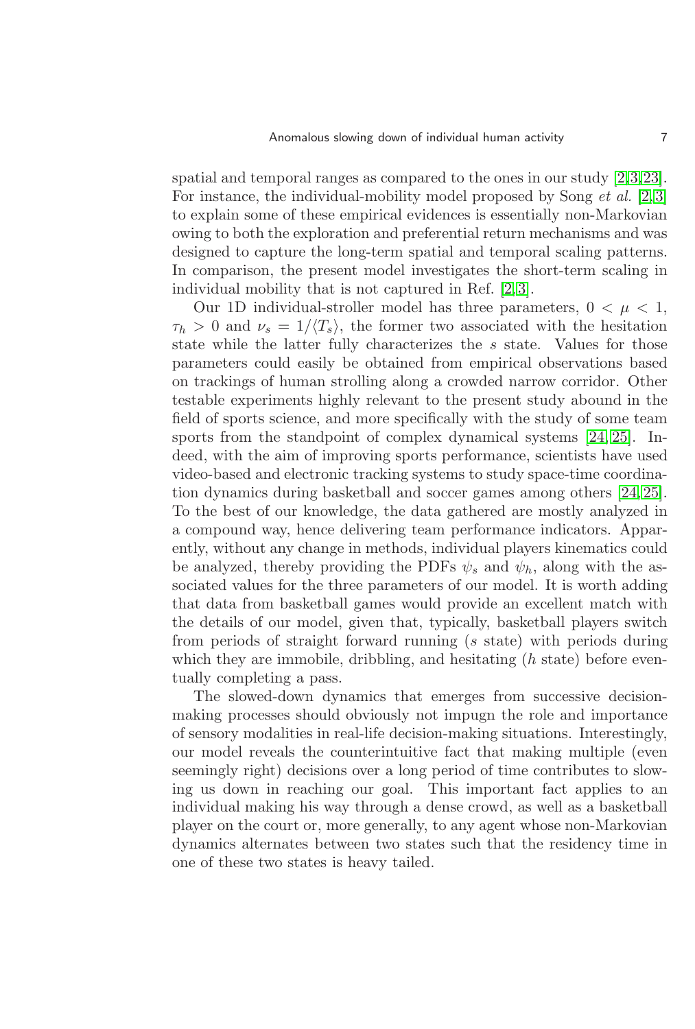spatial and temporal ranges as compared to the ones in our study [2,3,23]. For instance, the individual-mobility model proposed by Song *et al.* [2,3] to explain some of these empirical evidences is essentially non-Markovian owing to both the exploration and preferential return mechanisms and was designed to capture the long-term spatial and temporal scaling patterns. In comparison, the present model investigates the short-term scaling in individual mobility that is not captured in Ref. [2,3].

Our 1D individual-stroller model has three parameters, $0 < \mu < 1$, $\tau_h > 0$ and $\nu_s = 1/\langle T_s \rangle$, the former two associated with the hesitation state while the latter fully characterizes the $s$ state. Values for those parameters could easily be obtained from empirical observations based on trackings of human strolling along a crowded narrow corridor. Other testable experiments highly relevant to the present study abound in the field of sports science, and more specifically with the study of some team sports from the standpoint of complex dynamical systems [24,25]. Indeed, with the aim of improving sports performance, scientists have used video-based and electronic tracking systems to study space-time coordination dynamics during basketball and soccer games among others [24,25]. To the best of our knowledge, the data gathered are mostly analyzed in a compound way, hence delivering team performance indicators. Apparently, without any change in methods, individual players kinematics could be analyzed, thereby providing the PDFs $\psi_s$ and $\psi_h$, along with the associated values for the three parameters of our model. It is worth adding that data from basketball games would provide an excellent match with the details of our model, given that, typically, basketball players switch from periods of straight forward running ($s$ state) with periods during which they are immobile, dribbling, and hesitating ($h$ state) before eventually completing a pass.

The slowed-down dynamics that emerges from successive decision-making processes should obviously not impugn the role and importance of sensory modalities in real-life decision-making situations. Interestingly, our model reveals the counterintuitive fact that making multiple (even seemingly right) decisions over a long period of time contributes to slowing us down in reaching our goal. This important fact applies to an individual making his way through a dense crowd, as well as a basketball player on the court or, more generally, to any agent whose non-Markovian dynamics alternates between two states such that the residency time in one of these two states is heavy tailed.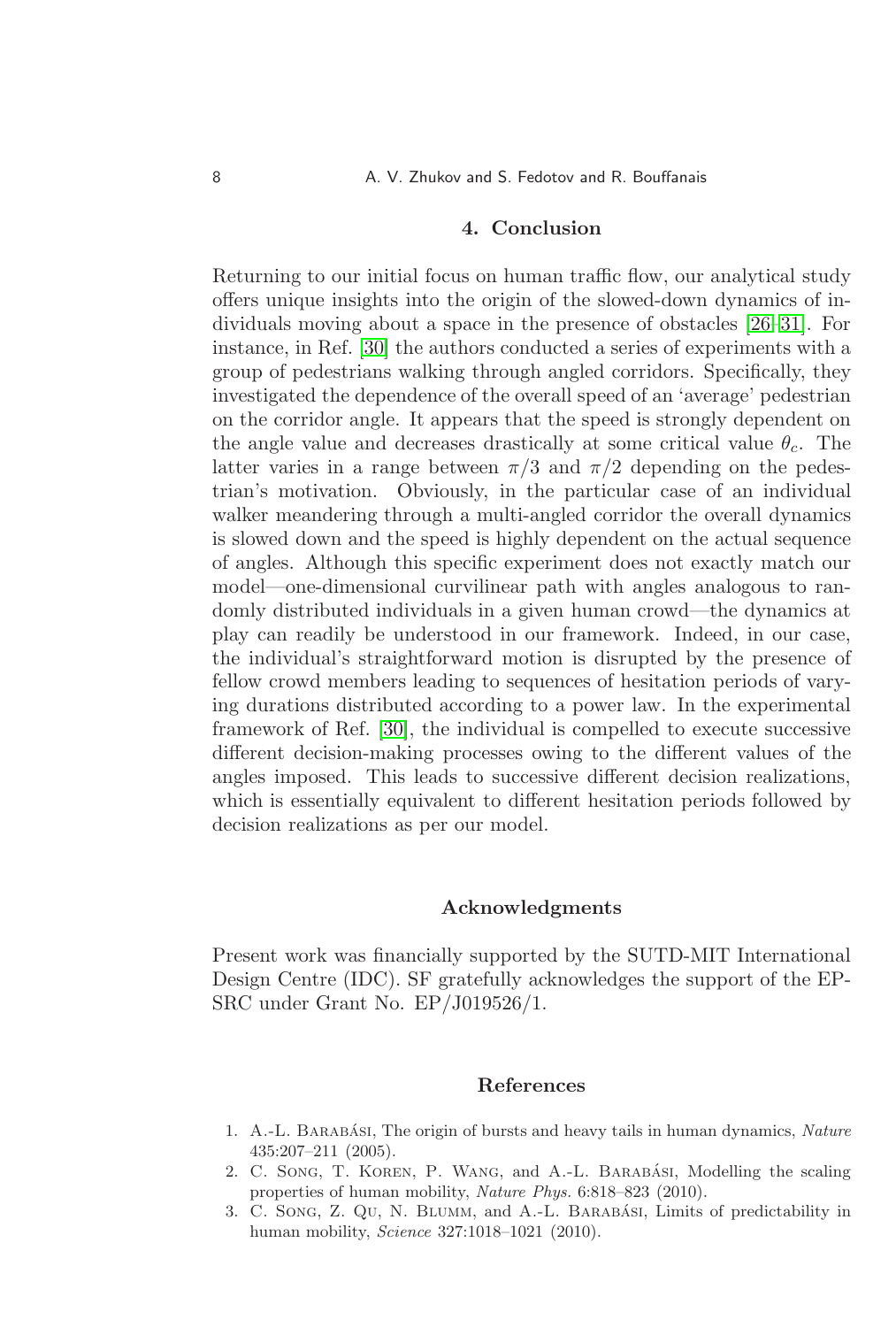## 4. Conclusion

Returning to our initial focus on human traffic flow, our analytical study offers unique insights into the origin of the slowed-down dynamics of individuals moving about a space in the presence of obstacles [26–31]. For instance, in Ref. [30] the authors conducted a series of experiments with a group of pedestrians walking through angled corridors. Specifically, they investigated the dependence of the overall speed of an 'average' pedestrian on the corridor angle. It appears that the speed is strongly dependent on the angle value and decreases drastically at some critical value $\theta_c$. The latter varies in a range between $\pi/3$ and $\pi/2$ depending on the pedestrian's motivation. Obviously, in the particular case of an individual walker meandering through a multi-angled corridor the overall dynamics is slowed down and the speed is highly dependent on the actual sequence of angles. Although this specific experiment does not exactly match our model—one-dimensional curvilinear path with angles analogous to randomly distributed individuals in a given human crowd—the dynamics at play can readily be understood in our framework. Indeed, in our case, the individual's straightforward motion is disrupted by the presence of fellow crowd members leading to sequences of hesitation periods of varying durations distributed according to a power law. In the experimental framework of Ref. [30], the individual is compelled to execute successive different decision-making processes owing to the different values of the angles imposed. This leads to successive different decision realizations, which is essentially equivalent to different hesitation periods followed by decision realizations as per our model.

## Acknowledgments

Present work was financially supported by the SUTD-MIT International Design Centre (IDC). SF gratefully acknowledges the support of the EPSRC under Grant No. EP/J019526/1.

## References

1. A.-L. Barabási, The origin of bursts and heavy tails in human dynamics, *Nature* 435:207–211 (2005).
2. C. Song, T. Koren, P. Wang, and A.-L. Barabási, Modelling the scaling properties of human mobility, *Nature Phys.* 6:818–823 (2010).
3. C. Song, Z. Qu, N. Blumm, and A.-L. Barabási, Limits of predictability in human mobility, *Science* 327:1018–1021 (2010).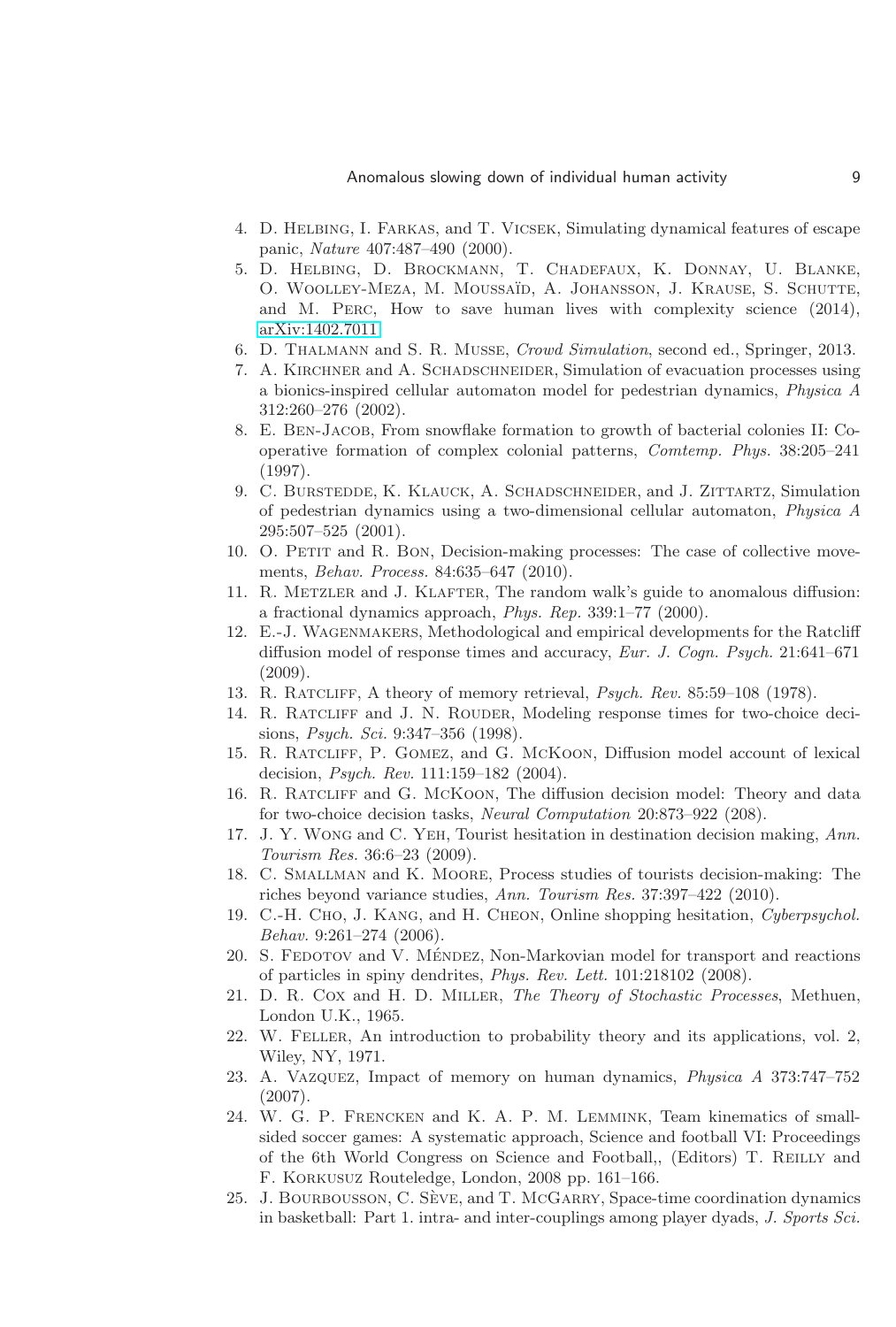4. D. Helbing, I. Farkas, and T. Vicsek, Simulating dynamical features of escape panic, *Nature* 407:487–490 (2000).
5. D. Helbing, D. Brockmann, T. Chadefaux, K. Donnay, U. Blanke, O. Woolley-Meza, M. Moussaïd, A. Johansson, J. Krause, S. Schutte, and M. Perc, How to save human lives with complexity science (2014), arXiv:1402.7011.
6. D. Thalmann and S. R. Musse, *Crowd Simulation*, second ed., Springer, 2013.
7. A. Kirchner and A. Schadschneider, Simulation of evacuation processes using a bionics-inspired cellular automaton model for pedestrian dynamics, *Physica A* 312:260–276 (2002).
8. E. Ben-Jacob, From snowflake formation to growth of bacterial colonies II: Cooperative formation of complex colonial patterns, *Comtemp. Phys.* 38:205–241 (1997).
9. C. Burstedde, K. Klauck, A. Schadschneider, and J. Zittartz, Simulation of pedestrian dynamics using a two-dimensional cellular automaton, *Physica A* 295:507–525 (2001).
10. O. Petit and R. Bon, Decision-making processes: The case of collective movements, *Behav. Process.* 84:635–647 (2010).
11. R. Metzler and J. Klafter, The random walk's guide to anomalous diffusion: a fractional dynamics approach, *Phys. Rep.* 339:1–77 (2000).
12. E.-J. Wagenmakers, Methodological and empirical developments for the Ratcliff diffusion model of response times and accuracy, *Eur. J. Cogn. Psych.* 21:641–671 (2009).
13. R. Ratcliff, A theory of memory retrieval, *Psych. Rev.* 85:59–108 (1978).
14. R. Ratcliff and J. N. Rouder, Modeling response times for two-choice decisions, *Psych. Sci.* 9:347–356 (1998).
15. R. Ratcliff, P. Gomez, and G. McKoon, Diffusion model account of lexical decision, *Psych. Rev.* 111:159–182 (2004).
16. R. Ratcliff and G. McKoon, The diffusion decision model: Theory and data for two-choice decision tasks, *Neural Computation* 20:873–922 (208).
17. J. Y. Wong and C. Yeh, Tourist hesitation in destination decision making, *Ann. Tourism Res.* 36:6–23 (2009).
18. C. Smallman and K. Moore, Process studies of tourists decision-making: The riches beyond variance studies, *Ann. Tourism Res.* 37:397–422 (2010).
19. C.-H. Cho, J. Kang, and H. Cheon, Online shopping hesitation, *Cyberpsychol. Behav.* 9:261–274 (2006).
20. S. Fedotov and V. Méndez, Non-Markovian model for transport and reactions of particles in spiny dendrites, *Phys. Rev. Lett.* 101:218102 (2008).
21. D. R. Cox and H. D. Miller, *The Theory of Stochastic Processes*, Methuen, London U.K., 1965.
22. W. Feller, An introduction to probability theory and its applications, vol. 2, Wiley, NY, 1971.
23. A. Vazquez, Impact of memory on human dynamics, *Physica A* 373:747–752 (2007).
24. W. G. P. Frencken and K. A. P. M. Lemmink, Team kinematics of small-sided soccer games: A systematic approach, Science and football VI: Proceedings of the 6th World Congress on Science and Football,, (Editors) T. Reilly and F. Korkusuz Routeledge, London, 2008 pp. 161–166.
25. J. Bourbousson, C. Sève, and T. McGarry, Space-time coordination dynamics in basketball: Part 1. intra- and inter-couplings among player dyads, *J. Sports Sci.*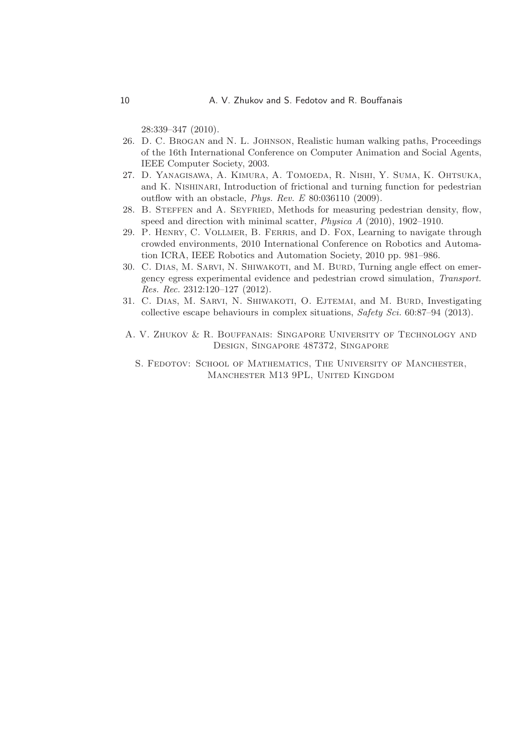28:339–347 (2010).

26. D. C. Brogan and N. L. Johnson, Realistic human walking paths, Proceedings of the 16th International Conference on Computer Animation and Social Agents, IEEE Computer Society, 2003.
27. D. Yanagisawa, A. Kimura, A. Tomoeda, R. Nishi, Y. Suma, K. Ohtsuka, and K. Nishinari, Introduction of frictional and turning function for pedestrian outflow with an obstacle, *Phys. Rev. E* 80:036110 (2009).
28. B. Steffen and A. Seyfried, Methods for measuring pedestrian density, flow, speed and direction with minimal scatter, *Physica A* (2010), 1902–1910.
29. P. Henry, C. Vollmer, B. Ferris, and D. Fox, Learning to navigate through crowded environments, 2010 International Conference on Robotics and Automation ICRA, IEEE Robotics and Automation Society, 2010 pp. 981–986.
30. C. Dias, M. Sarvi, N. Shiwakoti, and M. Burd, Turning angle effect on emergency egress experimental evidence and pedestrian crowd simulation, *Transport. Res. Rec.* 2312:120–127 (2012).
31. C. Dias, M. Sarvi, N. Shiwakoti, O. Ejtemai, and M. Burd, Investigating collective escape behaviours in complex situations, *Safety Sci.* 60:87–94 (2013).

A. V. Zhukov & R. Bouffanais: Singapore University of Technology and Design, Singapore 487372, Singapore

S. Fedotov: School of Mathematics, The University of Manchester, Manchester M13 9PL, United Kingdom